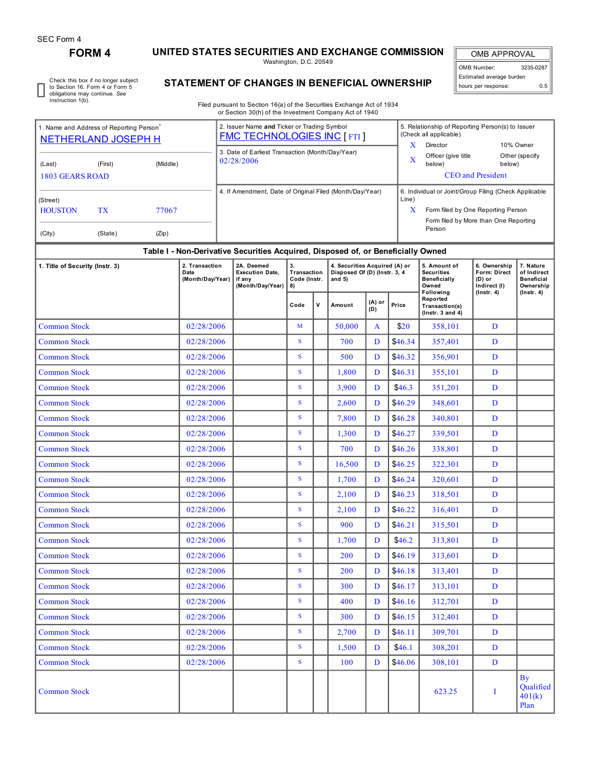SEC Form 4

# FORM 4

## UNITED STATES SECURITIES AND EXCHANGE COMMISSION

Washington, D.C. 20549

## STATEMENT OF CHANGES IN BENEFICIAL OWNERSHIP

Filed pursuant to Section 16(a) of the Securities Exchange Act of 1934
or Section 30(h) of the Investment Company Act of 1940

| OMB APPROVAL | |
|---|---|
| OMB Number: | 3235-0287 |
| Estimated average burden | |
| hours per response: | 0.5 |

☐ Check this box if no longer subject to Section 16. Form 4 or Form 5 obligations may continue. *See* Instruction 1(b).

1. Name and Address of Reporting Person*
NETHERLAND JOSEPH H

(Last) (First) (Middle)
1803 GEARS ROAD

(Street)
HOUSTON TX 77067

(City) (State) (Zip)

2. Issuer Name **and** Ticker or Trading Symbol
FMC TECHNOLOGIES INC [ FTI ]

3. Date of Earliest Transaction (Month/Day/Year)
02/28/2006

4. If Amendment, Date of Original Filed (Month/Day/Year)

5. Relationship of Reporting Person(s) to Issuer (Check all applicable)
X Director
10% Owner
X Officer (give title below)
Other (specify below)
CEO and President

6. Individual or Joint/Group Filing (Check Applicable Line)
X Form filed by One Reporting Person
Form filed by More than One Reporting Person

**Table I - Non-Derivative Securities Acquired, Disposed of, or Beneficially Owned**

| 1. Title of Security (Instr. 3) | 2. Transaction Date (Month/Day/Year) | 2A. Deemed Execution Date, if any (Month/Day/Year) | 3. Transaction Code (Instr. 8) | | 4. Securities Acquired (A) or Disposed Of (D) (Instr. 3, 4 and 5) | | | 5. Amount of Securities Beneficially Owned Following Reported Transaction(s) (Instr. 3 and 4) | 6. Ownership Form: Direct (D) or Indirect (I) (Instr. 4) | 7. Nature of Indirect Beneficial Ownership (Instr. 4) |
|---|---|---|---|---|---|---|---|---|---|---|
| | | | Code | V | Amount | (A) or (D) | Price | | | |
| Common Stock | 02/28/2006 | | M | | 50,000 | A | $20 | 358,101 | D | |
| Common Stock | 02/28/2006 | | S | | 700 | D | $46.34 | 357,401 | D | |
| Common Stock | 02/28/2006 | | S | | 500 | D | $46.32 | 356,901 | D | |
| Common Stock | 02/28/2006 | | S | | 1,800 | D | $46.31 | 355,101 | D | |
| Common Stock | 02/28/2006 | | S | | 3,900 | D | $46.3 | 351,201 | D | |
| Common Stock | 02/28/2006 | | S | | 2,600 | D | $46.29 | 348,601 | D | |
| Common Stock | 02/28/2006 | | S | | 7,800 | D | $46.28 | 340,801 | D | |
| Common Stock | 02/28/2006 | | S | | 1,300 | D | $46.27 | 339,501 | D | |
| Common Stock | 02/28/2006 | | S | | 700 | D | $46.26 | 338,801 | D | |
| Common Stock | 02/28/2006 | | S | | 16,500 | D | $46.25 | 322,301 | D | |
| Common Stock | 02/28/2006 | | S | | 1,700 | D | $46.24 | 320,601 | D | |
| Common Stock | 02/28/2006 | | S | | 2,100 | D | $46.23 | 318,501 | D | |
| Common Stock | 02/28/2006 | | S | | 2,100 | D | $46.22 | 316,401 | D | |
| Common Stock | 02/28/2006 | | S | | 900 | D | $46.21 | 315,501 | D | |
| Common Stock | 02/28/2006 | | S | | 1,700 | D | $46.2 | 313,801 | D | |
| Common Stock | 02/28/2006 | | S | | 200 | D | $46.19 | 313,601 | D | |
| Common Stock | 02/28/2006 | | S | | 200 | D | $46.18 | 313,401 | D | |
| Common Stock | 02/28/2006 | | S | | 300 | D | $46.17 | 313,101 | D | |
| Common Stock | 02/28/2006 | | S | | 400 | D | $46.16 | 312,701 | D | |
| Common Stock | 02/28/2006 | | S | | 300 | D | $46.15 | 312,401 | D | |
| Common Stock | 02/28/2006 | | S | | 2,700 | D | $46.11 | 309,701 | D | |
| Common Stock | 02/28/2006 | | S | | 1,500 | D | $46.1 | 308,201 | D | |
| Common Stock | 02/28/2006 | | S | | 100 | D | $46.06 | 308,101 | D | |
| Common Stock | | | | | | | | 623.25 | I | By Qualified 401(k) Plan |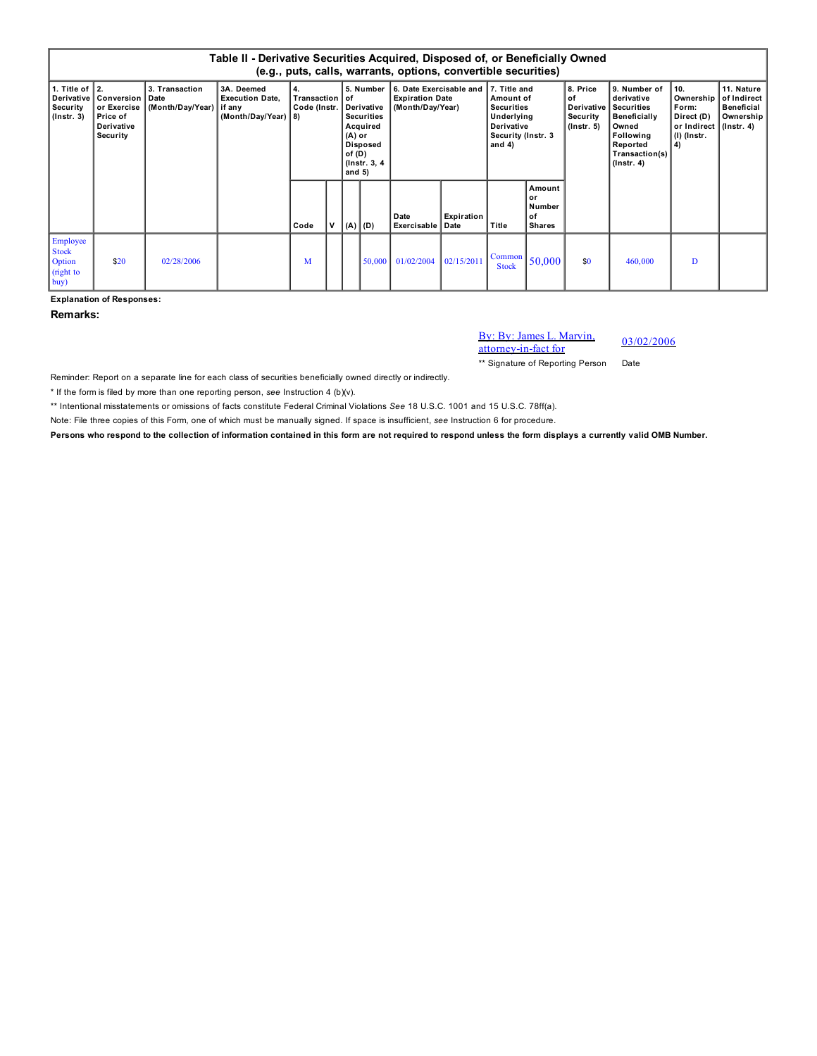## Table II - Derivative Securities Acquired, Disposed of, or Beneficially Owned
### (e.g., puts, calls, warrants, options, convertible securities)

| 1. Title of Derivative Security (Instr. 3) | 2. Conversion or Exercise Price of Derivative Security | 3. Transaction Date (Month/Day/Year) | 3A. Deemed Execution Date, if any (Month/Day/Year) | 4. Transaction Code (Instr. 8) | | 5. Number of Derivative Securities Acquired (A) or Disposed of (D) (Instr. 3, 4 and 5) | | 6. Date Exercisable and Expiration Date (Month/Day/Year) | | 7. Title and Amount of Securities Underlying Derivative Security (Instr. 3 and 4) | | 8. Price of Derivative Security (Instr. 5) | 9. Number of derivative Securities Beneficially Owned Following Reported Transaction(s) (Instr. 4) | 10. Ownership Form: Direct (D) or Indirect (I) (Instr. 4) | 11. Nature of Indirect Beneficial Ownership (Instr. 4) |
|---|---|---|---|---|---|---|---|---|---|---|---|---|---|---|---|
| | | | | Code | V | (A) | (D) | Date Exercisable | Expiration Date | Title | Amount or Number of Shares | | | | |
| Employee Stock Option (right to buy) | $20 | 02/28/2006 | | M | | | 50,000 | 01/02/2004 | 02/15/2011 | Common Stock | 50,000 | $0 | 460,000 | D | |

**Explanation of Responses:**

**Remarks:**

By: By: James L. Marvin, attorney-in-fact for — 03/02/2006

** Signature of Reporting Person — Date

Reminder: Report on a separate line for each class of securities beneficially owned directly or indirectly.

* If the form is filed by more than one reporting person, *see* Instruction 4 (b)(v).

** Intentional misstatements or omissions of facts constitute Federal Criminal Violations *See* 18 U.S.C. 1001 and 15 U.S.C. 78ff(a).

Note: File three copies of this Form, one of which must be manually signed. If space is insufficient, *see* Instruction 6 for procedure.

**Persons who respond to the collection of information contained in this form are not required to respond unless the form displays a currently valid OMB Number.**